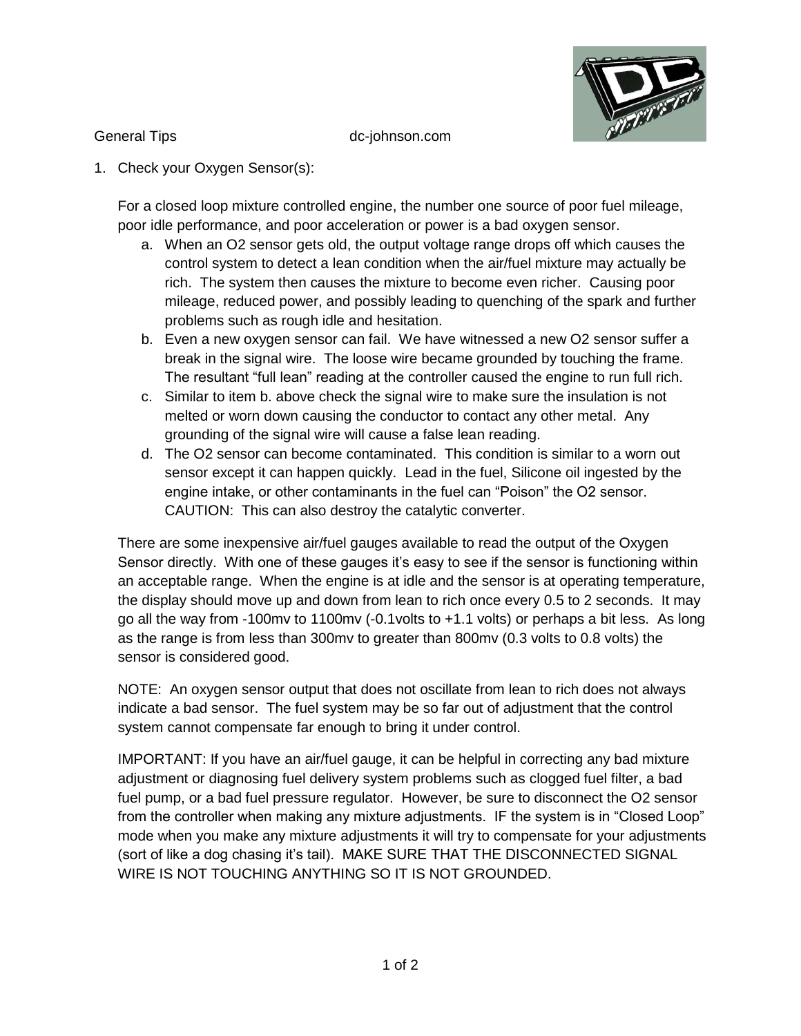General Tips dc-johnson.com

1. Check your Oxygen Sensor(s):

   For a closed loop mixture controlled engine, the number one source of poor fuel mileage, poor idle performance, and poor acceleration or power is a bad oxygen sensor.

   a. When an O2 sensor gets old, the output voltage range drops off which causes the control system to detect a lean condition when the air/fuel mixture may actually be rich. The system then causes the mixture to become even richer. Causing poor mileage, reduced power, and possibly leading to quenching of the spark and further problems such as rough idle and hesitation.
   b. Even a new oxygen sensor can fail. We have witnessed a new O2 sensor suffer a break in the signal wire. The loose wire became grounded by touching the frame. The resultant "full lean" reading at the controller caused the engine to run full rich.
   c. Similar to item b. above check the signal wire to make sure the insulation is not melted or worn down causing the conductor to contact any other metal. Any grounding of the signal wire will cause a false lean reading.
   d. The O2 sensor can become contaminated. This condition is similar to a worn out sensor except it can happen quickly. Lead in the fuel, Silicone oil ingested by the engine intake, or other contaminants in the fuel can "Poison" the O2 sensor. CAUTION: This can also destroy the catalytic converter.

   There are some inexpensive air/fuel gauges available to read the output of the Oxygen Sensor directly. With one of these gauges it's easy to see if the sensor is functioning within an acceptable range. When the engine is at idle and the sensor is at operating temperature, the display should move up and down from lean to rich once every 0.5 to 2 seconds. It may go all the way from -100mv to 1100mv (-0.1volts to +1.1 volts) or perhaps a bit less. As long as the range is from less than 300mv to greater than 800mv (0.3 volts to 0.8 volts) the sensor is considered good.

   NOTE: An oxygen sensor output that does not oscillate from lean to rich does not always indicate a bad sensor. The fuel system may be so far out of adjustment that the control system cannot compensate far enough to bring it under control.

   IMPORTANT: If you have an air/fuel gauge, it can be helpful in correcting any bad mixture adjustment or diagnosing fuel delivery system problems such as clogged fuel filter, a bad fuel pump, or a bad fuel pressure regulator. However, be sure to disconnect the O2 sensor from the controller when making any mixture adjustments. IF the system is in "Closed Loop" mode when you make any mixture adjustments it will try to compensate for your adjustments (sort of like a dog chasing it's tail). MAKE SURE THAT THE DISCONNECTED SIGNAL WIRE IS NOT TOUCHING ANYTHING SO IT IS NOT GROUNDED.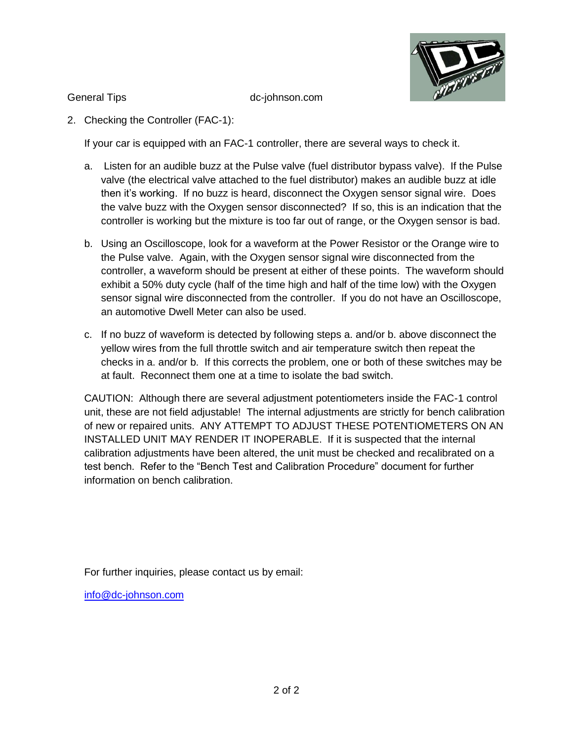2. Checking the Controller (FAC-1):

   If your car is equipped with an FAC-1 controller, there are several ways to check it.

   a. Listen for an audible buzz at the Pulse valve (fuel distributor bypass valve). If the Pulse valve (the electrical valve attached to the fuel distributor) makes an audible buzz at idle then it's working. If no buzz is heard, disconnect the Oxygen sensor signal wire. Does the valve buzz with the Oxygen sensor disconnected? If so, this is an indication that the controller is working but the mixture is too far out of range, or the Oxygen sensor is bad.

   b. Using an Oscilloscope, look for a waveform at the Power Resistor or the Orange wire to the Pulse valve. Again, with the Oxygen sensor signal wire disconnected from the controller, a waveform should be present at either of these points. The waveform should exhibit a 50% duty cycle (half of the time high and half of the time low) with the Oxygen sensor signal wire disconnected from the controller. If you do not have an Oscilloscope, an automotive Dwell Meter can also be used.

   c. If no buzz of waveform is detected by following steps a. and/or b. above disconnect the yellow wires from the full throttle switch and air temperature switch then repeat the checks in a. and/or b. If this corrects the problem, one or both of these switches may be at fault. Reconnect them one at a time to isolate the bad switch.

   CAUTION: Although there are several adjustment potentiometers inside the FAC-1 control unit, these are not field adjustable! The internal adjustments are strictly for bench calibration of new or repaired units. ANY ATTEMPT TO ADJUST THESE POTENTIOMETERS ON AN INSTALLED UNIT MAY RENDER IT INOPERABLE. If it is suspected that the internal calibration adjustments have been altered, the unit must be checked and recalibrated on a test bench. Refer to the "Bench Test and Calibration Procedure" document for further information on bench calibration.

For further inquiries, please contact us by email:

info@dc-johnson.com